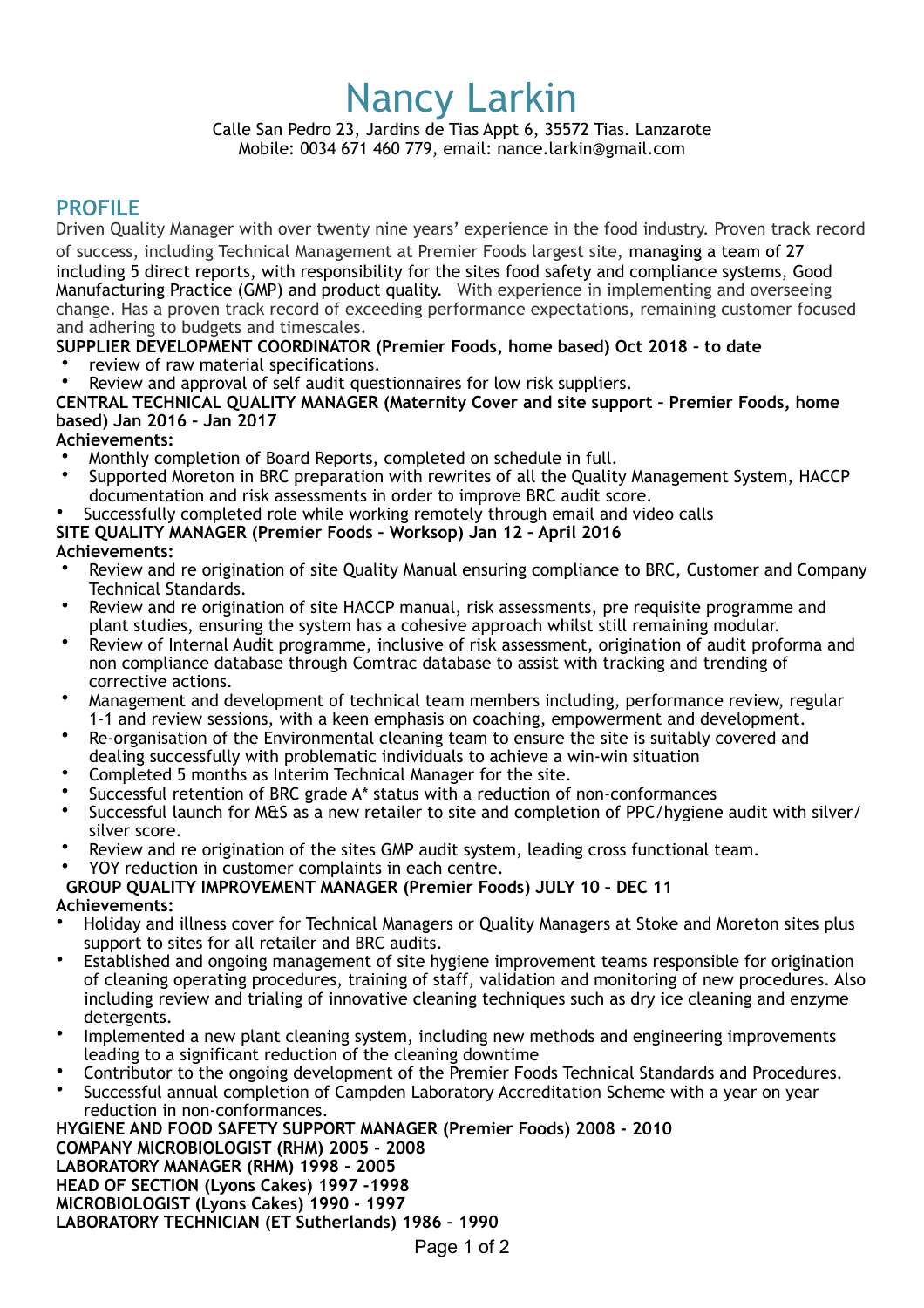# Nancy Larkin

Calle San Pedro 23, Jardins de Tias Appt 6, 35572 Tias. Lanzarote
Mobile: 0034 671 460 779, email: nance.larkin@gmail.com

## PROFILE

Driven Quality Manager with over twenty nine years' experience in the food industry. Proven track record of success, including Technical Management at Premier Foods largest site, managing a team of 27 including 5 direct reports, with responsibility for the sites food safety and compliance systems, Good Manufacturing Practice (GMP) and product quality. With experience in implementing and overseeing change. Has a proven track record of exceeding performance expectations, remaining customer focused and adhering to budgets and timescales.

**SUPPLIER DEVELOPMENT COORDINATOR (Premier Foods, home based) Oct 2018 – to date**

- review of raw material specifications.
- Review and approval of self audit questionnaires for low risk suppliers.

**CENTRAL TECHNICAL QUALITY MANAGER (Maternity Cover and site support – Premier Foods, home based) Jan 2016 – Jan 2017**

**Achievements:**

- Monthly completion of Board Reports, completed on schedule in full.
- Supported Moreton in BRC preparation with rewrites of all the Quality Management System, HACCP documentation and risk assessments in order to improve BRC audit score.
- Successfully completed role while working remotely through email and video calls

**SITE QUALITY MANAGER (Premier Foods – Worksop) Jan 12 – April 2016**

**Achievements:**

- Review and re origination of site Quality Manual ensuring compliance to BRC, Customer and Company Technical Standards.
- Review and re origination of site HACCP manual, risk assessments, pre requisite programme and plant studies, ensuring the system has a cohesive approach whilst still remaining modular.
- Review of Internal Audit programme, inclusive of risk assessment, origination of audit proforma and non compliance database through Comtrac database to assist with tracking and trending of corrective actions.
- Management and development of technical team members including, performance review, regular 1-1 and review sessions, with a keen emphasis on coaching, empowerment and development.
- Re-organisation of the Environmental cleaning team to ensure the site is suitably covered and dealing successfully with problematic individuals to achieve a win-win situation
- Completed 5 months as Interim Technical Manager for the site.
- Successful retention of BRC grade A* status with a reduction of non-conformances
- Successful launch for M&S as a new retailer to site and completion of PPC/hygiene audit with silver/silver score.
- Review and re origination of the sites GMP audit system, leading cross functional team.
- YOY reduction in customer complaints in each centre.

**GROUP QUALITY IMPROVEMENT MANAGER (Premier Foods) JULY 10 – DEC 11**

**Achievements:**

- Holiday and illness cover for Technical Managers or Quality Managers at Stoke and Moreton sites plus support to sites for all retailer and BRC audits.
- Established and ongoing management of site hygiene improvement teams responsible for origination of cleaning operating procedures, training of staff, validation and monitoring of new procedures. Also including review and trialing of innovative cleaning techniques such as dry ice cleaning and enzyme detergents.
- Implemented a new plant cleaning system, including new methods and engineering improvements leading to a significant reduction of the cleaning downtime
- Contributor to the ongoing development of the Premier Foods Technical Standards and Procedures.
- Successful annual completion of Campden Laboratory Accreditation Scheme with a year on year reduction in non-conformances.

**HYGIENE AND FOOD SAFETY SUPPORT MANAGER (Premier Foods) 2008 - 2010**
**COMPANY MICROBIOLOGIST (RHM) 2005 - 2008**
**LABORATORY MANAGER (RHM) 1998 - 2005**
**HEAD OF SECTION (Lyons Cakes) 1997 -1998**
**MICROBIOLOGIST (Lyons Cakes) 1990 - 1997**
**LABORATORY TECHNICIAN (ET Sutherlands) 1986 – 1990**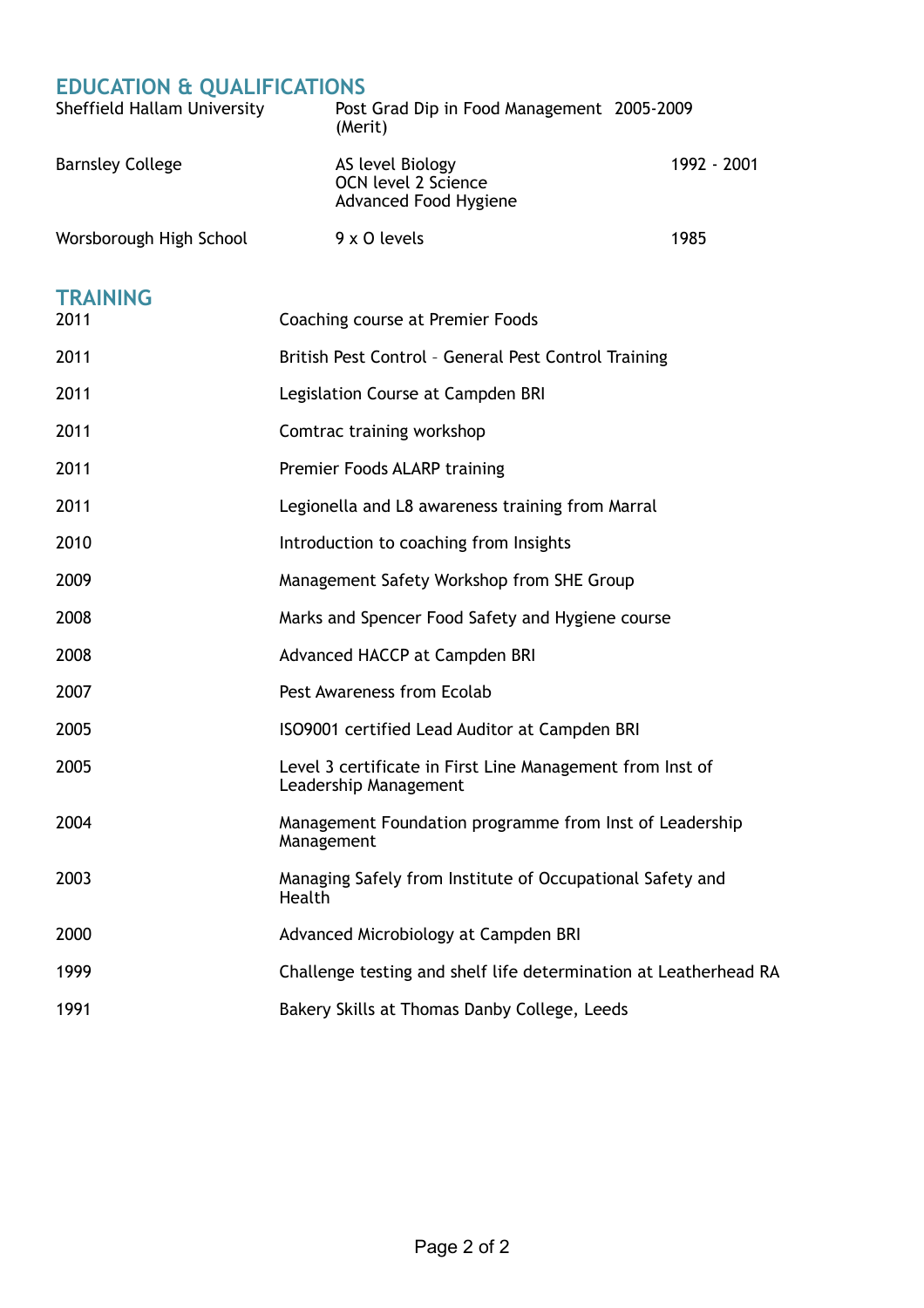## EDUCATION & QUALIFICATIONS

| | | |
|---|---|---|
| Sheffield Hallam University | Post Grad Dip in Food Management (Merit) | 2005-2009 |
| Barnsley College | AS level Biology<br>OCN level 2 Science<br>Advanced Food Hygiene | 1992 - 2001 |
| Worsborough High School | 9 x O levels | 1985 |

## TRAINING

| | |
|---|---|
| 2011 | Coaching course at Premier Foods |
| 2011 | British Pest Control – General Pest Control Training |
| 2011 | Legislation Course at Campden BRI |
| 2011 | Comtrac training workshop |
| 2011 | Premier Foods ALARP training |
| 2011 | Legionella and L8 awareness training from Marral |
| 2010 | Introduction to coaching from Insights |
| 2009 | Management Safety Workshop from SHE Group |
| 2008 | Marks and Spencer Food Safety and Hygiene course |
| 2008 | Advanced HACCP at Campden BRI |
| 2007 | Pest Awareness from Ecolab |
| 2005 | ISO9001 certified Lead Auditor at Campden BRI |
| 2005 | Level 3 certificate in First Line Management from Inst of Leadership Management |
| 2004 | Management Foundation programme from Inst of Leadership Management |
| 2003 | Managing Safely from Institute of Occupational Safety and Health |
| 2000 | Advanced Microbiology at Campden BRI |
| 1999 | Challenge testing and shelf life determination at Leatherhead RA |
| 1991 | Bakery Skills at Thomas Danby College, Leeds |